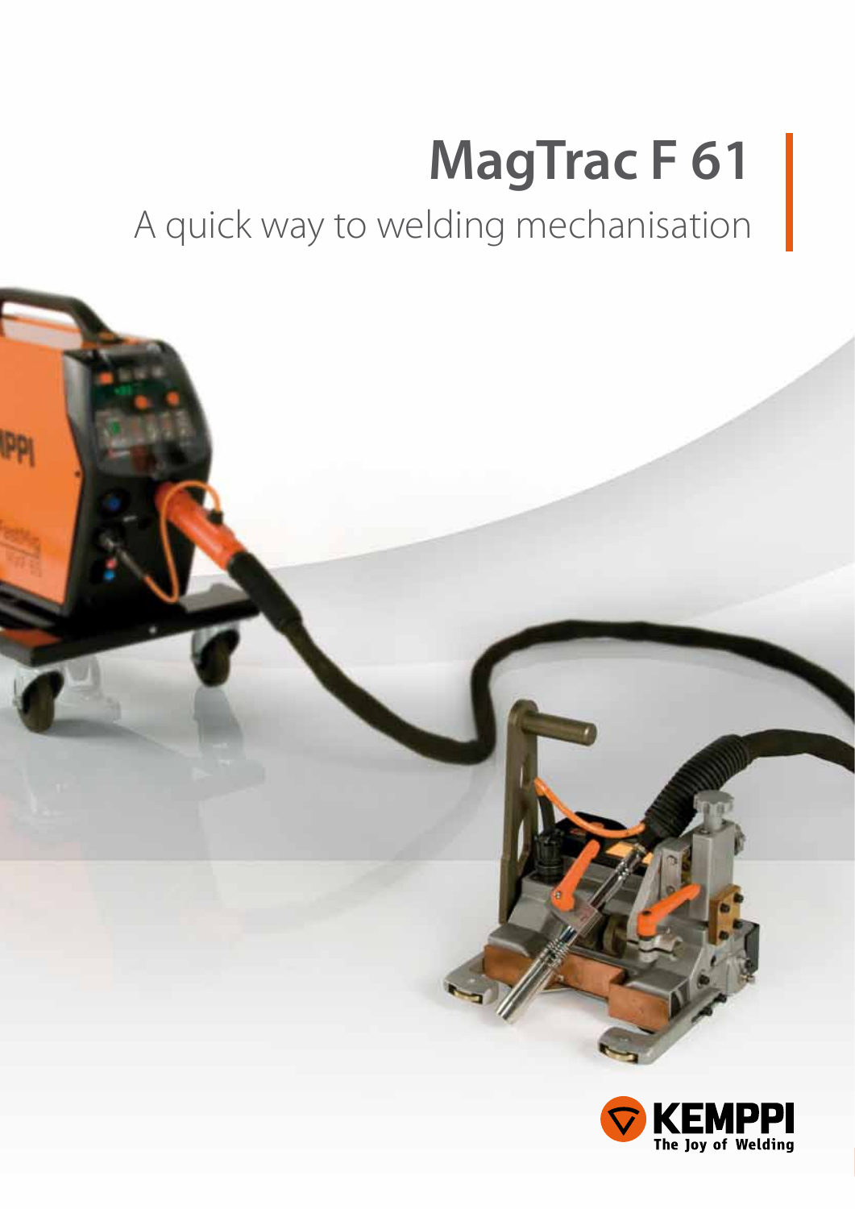# MagTrac F 61

A quick way to welding mechanisation

KEMPPI
The Joy of Welding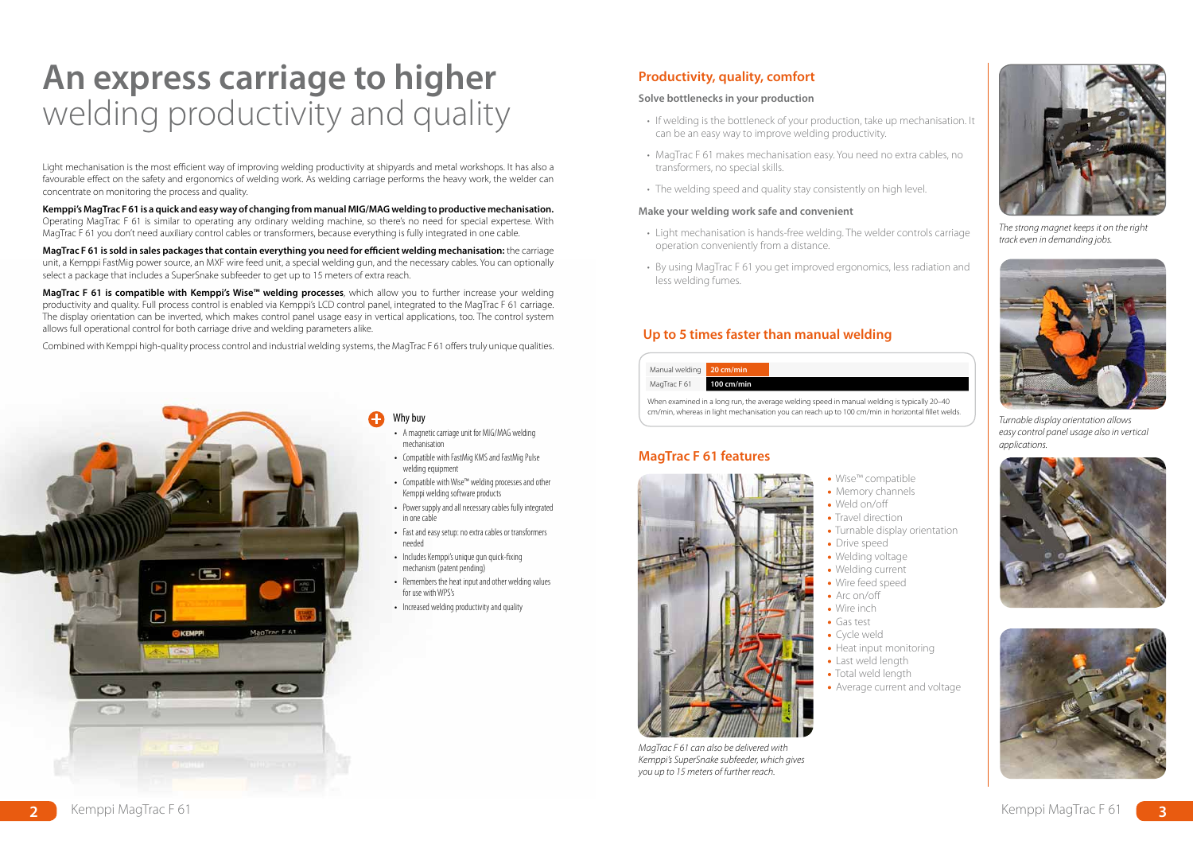# An express carriage to higher welding productivity and quality

Light mechanisation is the most efficient way of improving welding productivity at shipyards and metal workshops. It has also a favourable effect on the safety and ergonomics of welding work. As welding carriage performs the heavy work, the welder can concentrate on monitoring the process and quality.

**Kemppi's MagTrac F 61 is a quick and easy way of changing from manual MIG/MAG welding to productive mechanisation.** Operating MagTrac F 61 is similar to operating any ordinary welding machine, so there's no need for special expertise. With MagTrac F 61 you don't need auxiliary control cables or transformers, because everything is fully integrated in one cable.

**MagTrac F 61 is sold in sales packages that contain everything you need for efficient welding mechanisation:** the carriage unit, a Kemppi FastMig power source, an MXF wire feed unit, a special welding gun, and the necessary cables. You can optionally select a package that includes a SuperSnake subfeeder to get up to 15 meters of extra reach.

**MagTrac F 61 is compatible with Kemppi's Wise™ welding processes**, which allow you to further increase your welding productivity and quality. Full process control is enabled via Kemppi's LCD control panel, integrated to the MagTrac F 61 carriage. The display orientation can be inverted, which makes control panel usage easy in vertical applications, too. The control system allows full operational control for both carriage drive and welding parameters alike.

Combined with Kemppi high-quality process control and industrial welding systems, the MagTrac F 61 offers truly unique qualities.

### Why buy

- A magnetic carriage unit for MIG/MAG welding mechanisation
- Compatible with FastMig KMS and FastMig Pulse welding equipment
- Compatible with Wise™ welding processes and other Kemppi welding software products
- Power supply and all necessary cables fully integrated in one cable
- Fast and easy setup: no extra cables or transformers needed
- Includes Kemppi's unique gun quick-fixing mechanism (patent pending)
- Remembers the heat input and other welding values for use with WPS's
- Increased welding productivity and quality

## Productivity, quality, comfort

### Solve bottlenecks in your production

- If welding is the bottleneck of your production, take up mechanisation. It can be an easy way to improve welding productivity.
- MagTrac F 61 makes mechanisation easy. You need no extra cables, no transformers, no special skills.
- The welding speed and quality stay consistently on high level.

### Make your welding work safe and convenient

- Light mechanisation is hands-free welding. The welder controls carriage operation conveniently from a distance.
- By using MagTrac F 61 you get improved ergonomics, less radiation and less welding fumes.

## Up to 5 times faster than manual welding

| | |
|---|---|
| Manual welding | 20 cm/min |
| MagTrac F 61 | 100 cm/min |

When examined in a long run, the average welding speed in manual welding is typically 20–40 cm/min, whereas in light mechanisation you can reach up to 100 cm/min in horizontal fillet welds.

## MagTrac F 61 features

- Wise™ compatible
- Memory channels
- Weld on/off
- Travel direction
- Turnable display orientation
- Drive speed
- Welding voltage
- Welding current
- Wire feed speed
- Arc on/off
- Wire inch
- Gas test
- Cycle weld
- Heat input monitoring
- Last weld length
- Total weld length
- Average current and voltage

*MagTrac F 61 can also be delivered with Kemppi's SuperSnake subfeeder, which gives you up to 15 meters of further reach.*

*The strong magnet keeps it on the right track even in demanding jobs.*

*Turnable display orientation allows easy control panel usage also in vertical applications.*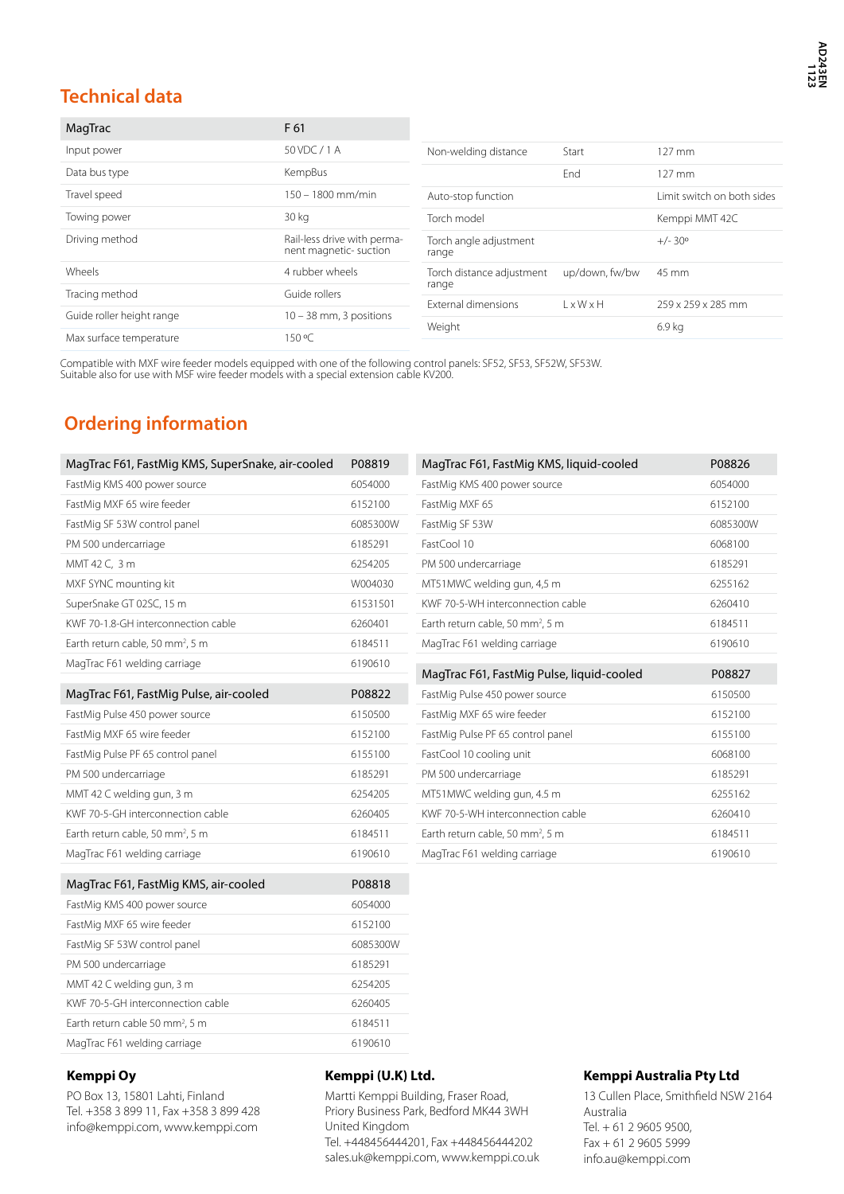## Technical data

| MagTrac | F 61 |
|---|---|
| Input power | 50 VDC / 1 A |
| Data bus type | KempBus |
| Travel speed | 150 – 1800 mm/min |
| Towing power | 30 kg |
| Driving method | Rail-less drive with permanent magnetic- suction |
| Wheels | 4 rubber wheels |
| Tracing method | Guide rollers |
| Guide roller height range | 10 – 38 mm, 3 positions |
| Max surface temperature | 150 ºC |

| | | |
|---|---|---|
| Non-welding distance | Start | 127 mm |
| | End | 127 mm |
| Auto-stop function | | Limit switch on both sides |
| Torch model | | Kemppi MMT 42C |
| Torch angle adjustment range | | +/- 30º |
| Torch distance adjustment range | up/down, fw/bw | 45 mm |
| External dimensions | L x W x H | 259 x 259 x 285 mm |
| Weight | | 6.9 kg |

Compatible with MXF wire feeder models equipped with one of the following control panels: SF52, SF53, SF52W, SF53W.
Suitable also for use with MSF wire feeder models with a special extension cable KV200.

## Ordering information

| MagTrac F61, FastMig KMS, SuperSnake, air-cooled | P08819 |
|---|---|
| FastMig KMS 400 power source | 6054000 |
| FastMig MXF 65 wire feeder | 6152100 |
| FastMig SF 53W control panel | 6085300W |
| PM 500 undercarriage | 6185291 |
| MMT 42 C, 3 m | 6254205 |
| MXF SYNC mounting kit | W004030 |
| SuperSnake GT 02SC, 15 m | 61531501 |
| KWF 70-1.8-GH interconnection cable | 6260401 |
| Earth return cable, 50 mm², 5 m | 6184511 |
| MagTrac F61 welding carriage | 6190610 |

| MagTrac F61, FastMig Pulse, air-cooled | P08822 |
|---|---|
| FastMig Pulse 450 power source | 6150500 |
| FastMig MXF 65 wire feeder | 6152100 |
| FastMig Pulse PF 65 control panel | 6155100 |
| PM 500 undercarriage | 6185291 |
| MMT 42 C welding gun, 3 m | 6254205 |
| KWF 70-5-GH interconnection cable | 6260405 |
| Earth return cable, 50 mm², 5 m | 6184511 |
| MagTrac F61 welding carriage | 6190610 |

| MagTrac F61, FastMig KMS, air-cooled | P08818 |
|---|---|
| FastMig KMS 400 power source | 6054000 |
| FastMig MXF 65 wire feeder | 6152100 |
| FastMig SF 53W control panel | 6085300W |
| PM 500 undercarriage | 6185291 |
| MMT 42 C welding gun, 3 m | 6254205 |
| KWF 70-5-GH interconnection cable | 6260405 |
| Earth return cable 50 mm², 5 m | 6184511 |
| MagTrac F61 welding carriage | 6190610 |

| MagTrac F61, FastMig KMS, liquid-cooled | P08826 |
|---|---|
| FastMig KMS 400 power source | 6054000 |
| FastMig MXF 65 | 6152100 |
| FastMig SF 53W | 6085300W |
| FastCool 10 | 6068100 |
| PM 500 undercarriage | 6185291 |
| MT51MWC welding gun, 4,5 m | 6255162 |
| KWF 70-5-WH interconnection cable | 6260410 |
| Earth return cable, 50 mm², 5 m | 6184511 |
| MagTrac F61 welding carriage | 6190610 |

| MagTrac F61, FastMig Pulse, liquid-cooled | P08827 |
|---|---|
| FastMig Pulse 450 power source | 6150500 |
| FastMig MXF 65 wire feeder | 6152100 |
| FastMig Pulse PF 65 control panel | 6155100 |
| FastCool 10 cooling unit | 6068100 |
| PM 500 undercarriage | 6185291 |
| MT51MWC welding gun, 4.5 m | 6255162 |
| KWF 70-5-WH interconnection cable | 6260410 |
| Earth return cable, 50 mm², 5 m | 6184511 |
| MagTrac F61 welding carriage | 6190610 |

**Kemppi Oy**
PO Box 13, 15801 Lahti, Finland
Tel. +358 3 899 11, Fax +358 3 899 428
info@kemppi.com, www.kemppi.com

**Kemppi (U.K) Ltd.**
Martti Kemppi Building, Fraser Road,
Priory Business Park, Bedford MK44 3WH
United Kingdom
Tel. +448456444201, Fax +448456444202
sales.uk@kemppi.com, www.kemppi.co.uk

**Kemppi Australia Pty Ltd**
13 Cullen Place, Smithfield NSW 2164
Australia
Tel. + 61 2 9605 9500,
Fax + 61 2 9605 5999
info.au@kemppi.com